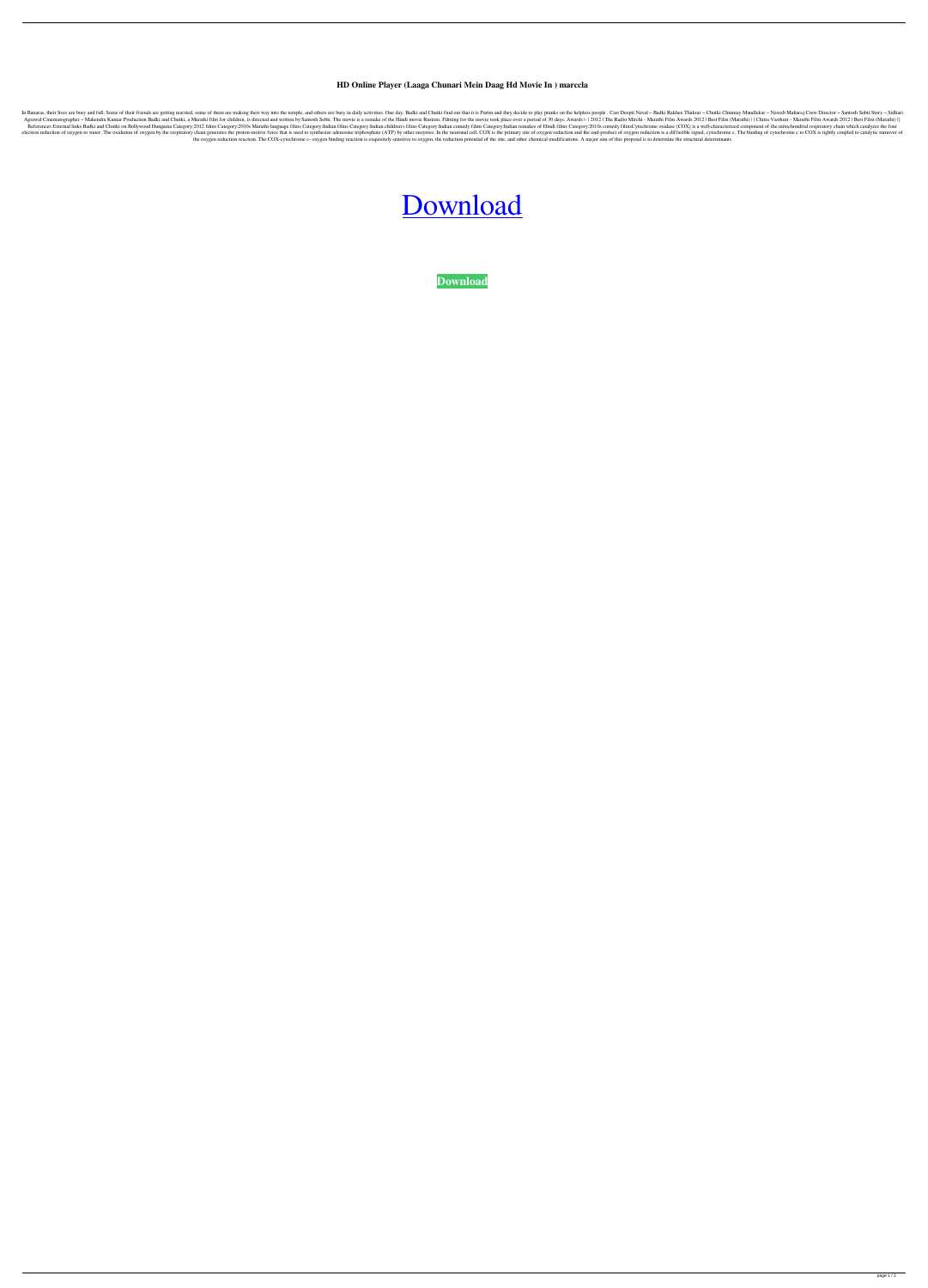# HD Online Player (Laaga Chunari Mein Daag Hd Movie In ) marccla

In Banaras, their lives are busy and full. Some of their friends are getting married, some of them are making their way into the temple, and others are busy in daily activities. One day, Badki and Chutki find out that it is Purim and they decide to play pranks on the helpless people . Cast Deepti Naval – Badki Rakhee Thakrar – Chutki Chinmay Mandlekar – Naresh Maharaj Crew Director – Santosh Sobti Story – Sidhart Agrawal Cinematographer – Mahendra Kumar Production Badki and Chutki, a Marathi film for children, is directed and written by Santosh Sobti. The movie is a remake of the Hindi movie Rustom. Filming for the movie took place over a period of 30 days. Awards |- | 2012 | The Radio Mirchi - Marathi Film Awards 2012 | Best Film (Marathi) | | Chitra Vasthari - Marathi Film Awards 2012 | Best Film (Marathi) |} References External links Badki and Chutki on Bollywood Hungama Category:2012 films Category:2010s Marathi-language films Category:Indian films Category:Indian children's films Category:Indian comedy films Category:Indian remakes of Hindi films Category:2010s comedy filmsCytochrome oxidase (COX) is a well-characterized component of the mitochondrial respiratory chain which catalyzes the four electron reduction of oxygen to water. The oxidation of oxygen by the respiratory chain generates the proton-motive force that is used to synthesize adenosine triphosphate (ATP) by other enzymes. In the neuronal cell, COX is the primary site of oxygen reduction and the end-product of oxygen reduction is a diffusible signal, cytochrome c. The binding of cytochrome c to COX is tightly coupled to catalytic turnover of the oxygen reduction reaction. The COX-cytochrome c- oxygen binding reaction is exquisitely sensitive to oxygen, the reduction potential of the site, and other chemical modifications. A major aim of this proposal is to determine the structural determinants

Download

**Download**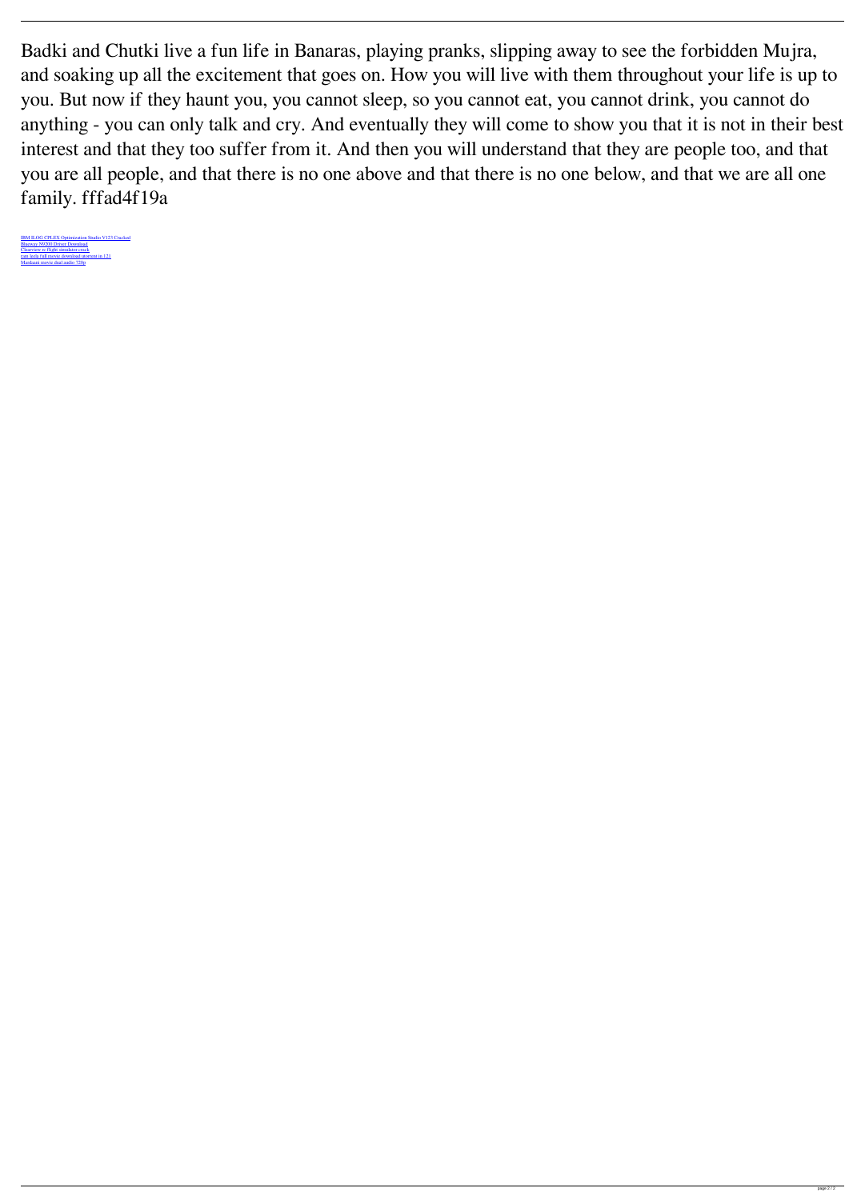Badki and Chutki live a fun life in Banaras, playing pranks, slipping away to see the forbidden Mujra, and soaking up all the excitement that goes on. How you will live with them throughout your life is up to you. But now if they haunt you, you cannot sleep, so you cannot eat, you cannot drink, you cannot do anything - you can only talk and cry. And eventually they will come to show you that it is not in their best interest and that they too suffer from it. And then you will understand that they are people too, and that you are all people, and that there is no one above and that there is no one below, and that we are all one family. fffad4f19a

IBM ILOG CPLEX Optimization Studio V125 Cracked
Blueway N9200 Driver Download
Clearview rc flight simulator crack
ram leela full movie download utorrent in 121
Mardaani movie dual audio 720p